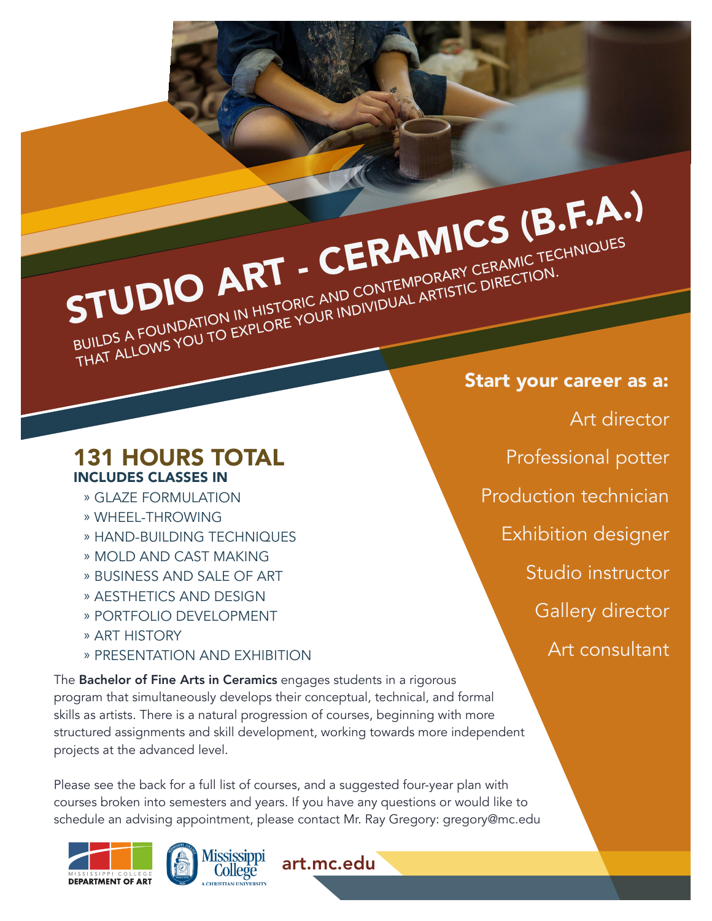# STUDIO ART - CERAMICS (B.F.A.)

BUILDS A FOUNDATION IN HISTORIC AND CONTEMPORARY CERAMIC TECHNIQUES THAT ALLOWS YOU TO EXPLORE YOUR INDIVIDUAL ARTISTIC DIRECTION.

## Start your career as a:

- Art director
- Professional potter
- Production technician
- Exhibition designer
- Studio instructor
- Gallery director
- Art consultant

## 131 HOURS TOTAL

### INCLUDES CLASSES IN

- » GLAZE FORMULATION
- » WHEEL-THROWING
- » HAND-BUILDING TECHNIQUES
- » MOLD AND CAST MAKING
- » BUSINESS AND SALE OF ART
- » AESTHETICS AND DESIGN
- » PORTFOLIO DEVELOPMENT
- » ART HISTORY
- » PRESENTATION AND EXHIBITION

The **Bachelor of Fine Arts in Ceramics** engages students in a rigorous program that simultaneously develops their conceptual, technical, and formal skills as artists. There is a natural progression of courses, beginning with more structured assignments and skill development, working towards more independent projects at the advanced level.

Please see the back for a full list of courses, and a suggested four-year plan with courses broken into semesters and years. If you have any questions or would like to schedule an advising appointment, please contact Mr. Ray Gregory: gregory@mc.edu

MISSISSIPPI COLLEGE DEPARTMENT OF ART

Mississippi College A CHRISTIAN UNIVERSITY

art.mc.edu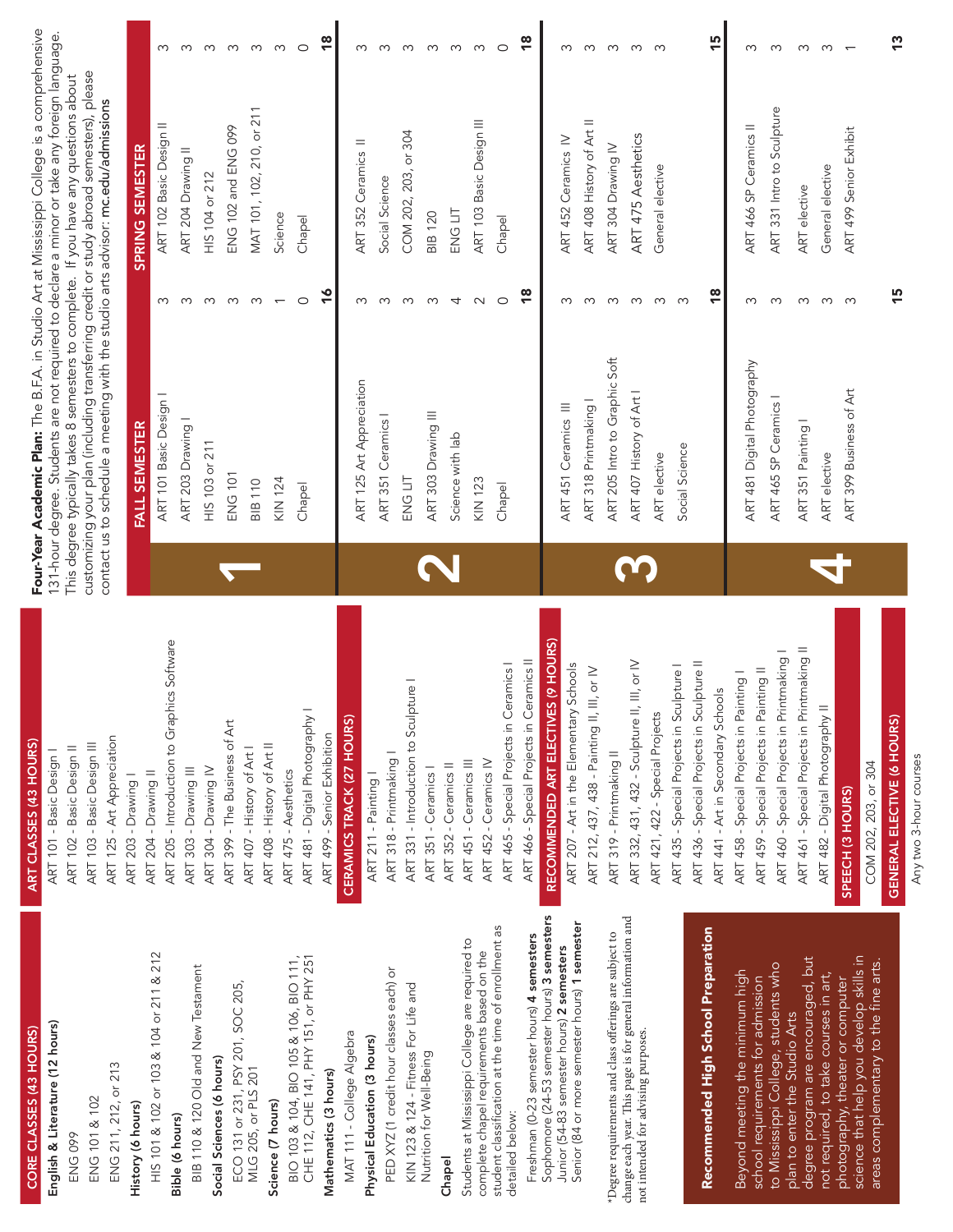## CORE CLASSES (43 HOURS)

**English & Literature (12 hours)**

ENG 099

ENG 101 & 102

ENG 211, 212, or 213

**History (6 hours)**

HIS 101 & 102 or 103 & 104 or 211 & 212

**Bible (6 hours)**

BIB 110 & 120 Old and New Testament

**Social Sciences (6 hours)**

ECO 131 or 231, PSY 201, SOC 205, MLG 205, or PLS 201

**Science (7 hours)**

BIO 103 & 104, BIO 105 & 106, BIO 111, CHE 112, CHE 141, PHY 151, or PHY 251

**Mathematics (3 hours)**

MAT 111 - College Algebra

**Physical Education (3 hours)**

PED XYZ (1 credit hour classes each) or

KIN 123 & 124 - Fitness For Life and Nutrition for Well-Being

**Chapel**

Students at Mississippi College are required to complete chapel requirements based on the student classification at the time of enrollment as detailed below:

Freshman (0-23 semester hours) **4 semesters**

Sophomore (24-53 semester hours) **3 semesters**

Junior (54-83 semester hours) **2 semesters**

Senior (84 or more semester hours) **1 semester**

*Degree requirements and class offerings are subject to change each year. This page is for general information and not intended for advising purposes.

### Recommended High School Preparation

Beyond meeting the minimum high school requirements for admission to Mississippi College, students who plan to enter the Studio Arts degree program are encouraged, but not required, to take courses in art, photography, theater or computer science that help you develop skills in areas complementary to the fine arts.

## ART CLASSES (43 HOURS)

ART 101 - Basic Design I

ART 102 - Basic Design II

ART 103 - Basic Design III

ART 125 - Art Appreciation

ART 203 - Drawing I

ART 204 - Drawing II

ART 205 - Introduction to Graphics Software

ART 303 - Drawing III

ART 304 - Drawing IV

ART 399 - The Business of Art

ART 407 - History of Art I

ART 408 - History of Art II

ART 475 - Aesthetics

ART 481 - Digital Photography I

ART 499 - Senior Exhibition

## CERAMICS TRACK (27 HOURS)

ART 211 - Painting I

ART 318 - Printmaking I

ART 331 - Introduction to Sculpture I

ART 351 - Ceramics I

ART 352 - Ceramics II

ART 451 - Ceramics III

ART 452 - Ceramics IV

ART 465 - Special Projects in Ceramics I

ART 466 - Special Projects in Ceramics II

## RECOMMENDED ART ELECTIVES (9 HOURS)

ART 207 - Art in the Elementary Schools

ART 212, 437, 438 - Painting II, III, or IV

ART 319 - Printmaking II

ART 332, 431, 432 - Sculpture II, III, or IV

ART 421, 422 - Special Projects

ART 435 - Special Projects in Sculpture I

ART 436 - Special Projects in Sculpture II

ART 441 - Art in Secondary Schools

ART 458 - Special Projects in Painting I

ART 459 - Special Projects in Painting II

ART 460 - Special Projects in Printmaking I

ART 461 - Special Projects in Printmaking II

ART 482 - Digital Photography II

## SPEECH (3 HOURS)

COM 202, 203, or 304

## GENERAL ELECTIVE (6 HOURS)

Any two 3-hour courses

**Four-Year Academic Plan:** The B.F.A. in Studio Art at Mississippi College is a comprehensive 131-hour degree. Students are not required to declare a minor or take any foreign language. This degree typically takes 8 semesters to complete. If you have any questions about customizing your plan (including transferring credit or study abroad semesters), please contact us to schedule a meeting with the studio arts advisor: **mc.edu/admissions**

| Year | FALL SEMESTER | | SPRING SEMESTER | |
|---|---|---|---|---|
| 1 | ART 101 Basic Design I | 3 | ART 102 Basic Design II | 3 |
| | ART 203 Drawing I | 3 | ART 204 Drawing II | 3 |
| | HIS 103 or 211 | 3 | HIS 104 or 212 | 3 |
| | ENG 101 | 3 | ENG 102 and ENG 099 | 3 |
| | BIB 110 | 3 | MAT 101, 102, 210, or 211 | 3 |
| | KIN 124 | 1 | Science | 3 |
| | Chapel | 0 | Chapel | 0 |
| | | **16** | | **18** |
| 2 | ART 125 Art Appreciation | 3 | ART 352 Ceramics II | 3 |
| | ART 351 Ceramics I | 3 | Social Science | 3 |
| | ENG LIT | 3 | COM 202, 203, or 304 | 3 |
| | ART 303 Drawing III | 3 | BIB 120 | 3 |
| | Science with lab | 4 | ENG LIT | 3 |
| | KIN 123 | 2 | ART 103 Basic Design III | 3 |
| | Chapel | 0 | Chapel | 0 |
| | | **18** | | **18** |
| 3 | ART 451 Ceramics III | 3 | ART 452 Ceramics IV | 3 |
| | ART 318 Printmaking I | 3 | ART 408 History of Art II | 3 |
| | ART 205 Intro to Graphic Soft | 3 | ART 304 Drawing IV | 3 |
| | ART 407 History of Art I | 3 | ART 475 Aesthetics | 3 |
| | ART elective | 3 | General elective | 3 |
| | Social Science | 3 | | |
| | | **18** | | **15** |
| 4 | ART 481 Digital Photography | 3 | ART 466 SP Ceramics II | 3 |
| | ART 465 SP Ceramics I | 3 | ART 331 Intro to Sculpture | 3 |
| | ART 351 Painting I | 3 | ART elective | 3 |
| | ART elective | 3 | General elective | 3 |
| | ART 399 Business of Art | 3 | ART 499 Senior Exhibit | 1 |
| | | **15** | | **13** |